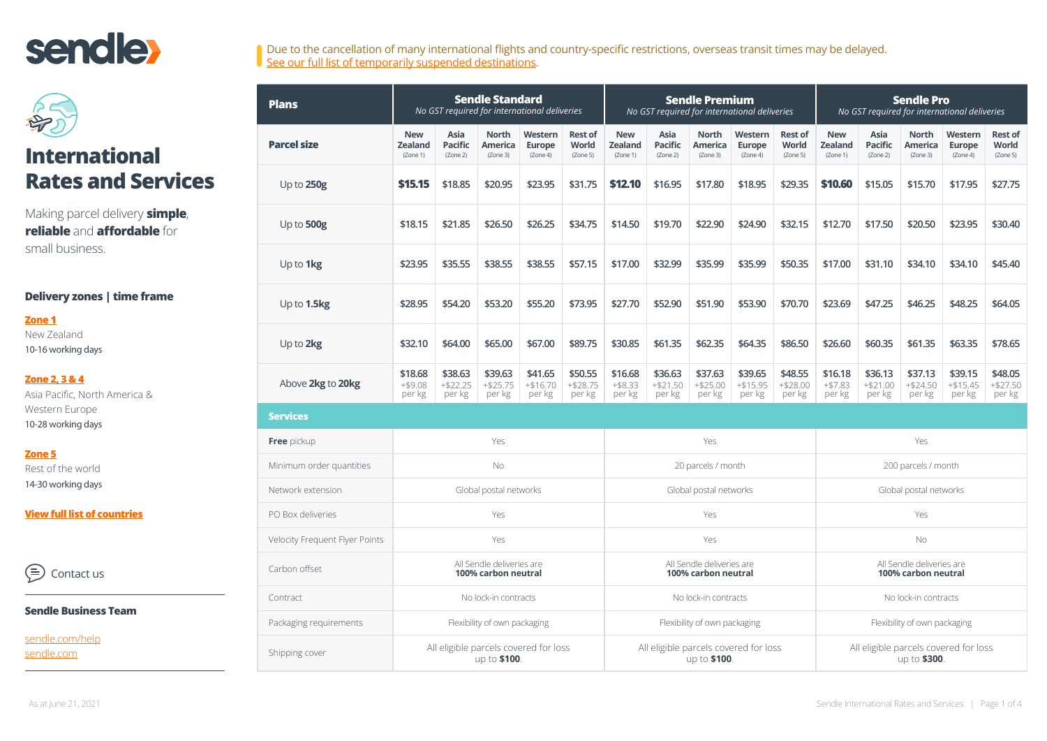sendle

# International Rates and Services

Making parcel delivery **simple**, **reliable** and **affordable** for small business.

## Delivery zones | time frame

**Zone 1**
New Zealand
10-16 working days

**Zone 2, 3 & 4**
Asia Pacific, North America & Western Europe
10-28 working days

**Zone 5**
Rest of the world
14-30 working days

**View full list of countries**

Contact us

**Sendle Business Team**

sendle.com/help
sendle.com

Due to the cancellation of many international flights and country-specific restrictions, overseas transit times may be delayed.
See our full list of temporarily suspended destinations.

| Plans | Sendle Standard *No GST required for international deliveries* | | | | | Sendle Premium *No GST required for international deliveries* | | | | | Sendle Pro *No GST required for international deliveries* | | | | |
|---|---|---|---|---|---|---|---|---|---|---|---|---|---|---|---|
| **Parcel size** | New Zealand (Zone 1) | Asia Pacific (Zone 2) | North America (Zone 3) | Western Europe (Zone 4) | Rest of World (Zone 5) | New Zealand (Zone 1) | Asia Pacific (Zone 2) | North America (Zone 3) | Western Europe (Zone 4) | Rest of World (Zone 5) | New Zealand (Zone 1) | Asia Pacific (Zone 2) | North America (Zone 3) | Western Europe (Zone 4) | Rest of World (Zone 5) |
| Up to **250g** | **$15.15** | $18.85 | $20.95 | $23.95 | $31.75 | **$12.10** | $16.95 | $17.80 | $18.95 | $29.35 | **$10.60** | $15.05 | $15.70 | $17.95 | $27.75 |
| Up to **500g** | $18.15 | $21.85 | $26.50 | $26.25 | $34.75 | $14.50 | $19.70 | $22.90 | $24.90 | $32.15 | $12.70 | $17.50 | $20.50 | $23.95 | $30.40 |
| Up to **1kg** | $23.95 | $35.55 | $38.55 | $38.55 | $57.15 | $17.00 | $32.99 | $35.99 | $35.99 | $50.35 | $17.00 | $31.10 | $34.10 | $34.10 | $45.40 |
| Up to **1.5kg** | $28.95 | $54.20 | $53.20 | $55.20 | $73.95 | $27.70 | $52.90 | $51.90 | $53.90 | $70.70 | $23.69 | $47.25 | $46.25 | $48.25 | $64.05 |
| Up to **2kg** | $32.10 | $64.00 | $65.00 | $67.00 | $89.75 | $30.85 | $61.35 | $62.35 | $64.35 | $86.50 | $26.60 | $60.35 | $61.35 | $63.35 | $78.65 |
| Above **2kg** to **20kg** | $18.68 +$9.08 per kg | $38.63 +$22.25 per kg | $39.63 +$25.75 per kg | $41.65 +$16.70 per kg | $50.55 +$28.75 per kg | $16.68 +$8.33 per kg | $36.63 +$21.50 per kg | $37.63 +$25.00 per kg | $39.65 +$15.95 per kg | $48.55 +$28.00 per kg | $16.18 +$7.83 per kg | $36.13 +$21.00 per kg | $37.13 +$24.50 per kg | $39.15 +$15.45 per kg | $48.05 +$27.50 per kg |

| Services | Sendle Standard | Sendle Premium | Sendle Pro |
|---|---|---|---|
| **Free** pickup | Yes | Yes | Yes |
| Minimum order quantities | No | 20 parcels / month | 200 parcels / month |
| Network extension | Global postal networks | Global postal networks | Global postal networks |
| PO Box deliveries | Yes | Yes | Yes |
| Velocity Frequent Flyer Points | Yes | Yes | No |
| Carbon offset | All Sendle deliveries are **100% carbon neutral** | All Sendle deliveries are **100% carbon neutral** | All Sendle deliveries are **100% carbon neutral** |
| Contract | No lock-in contracts | No lock-in contracts | No lock-in contracts |
| Packaging requirements | Flexibility of own packaging | Flexibility of own packaging | Flexibility of own packaging |
| Shipping cover | All eligible parcels covered for loss up to **$100**. | All eligible parcels covered for loss up to **$100**. | All eligible parcels covered for loss up to **$300**. |

As at June 21, 2021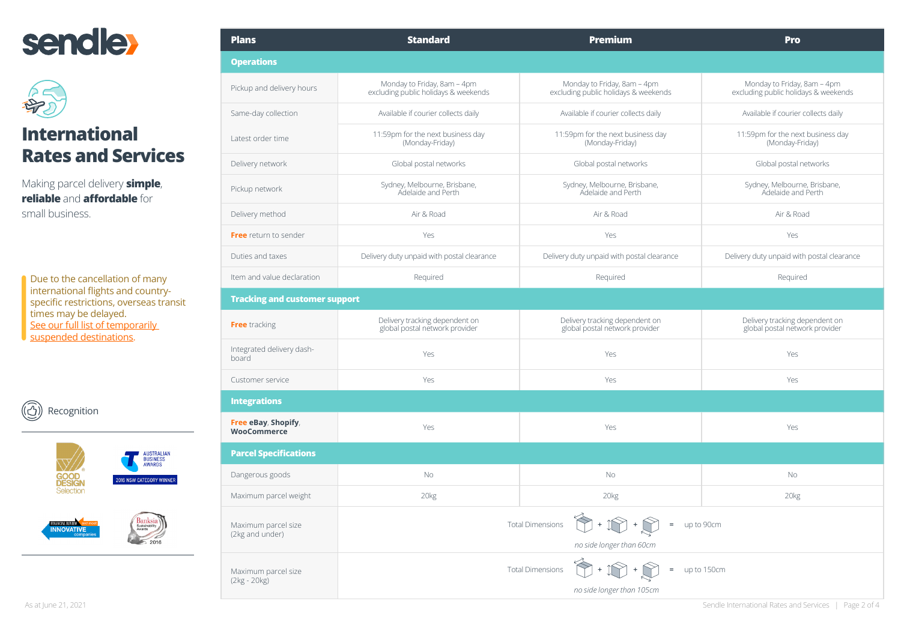# International Rates and Services

Making parcel delivery **simple**, **reliable** and **affordable** for small business.

Due to the cancellation of many international flights and country-specific restrictions, overseas transit times may be delayed. See our full list of temporarily suspended destinations.

Recognition

| Plans | Standard | Premium | Pro |
|---|---|---|---|
| **Operations** | | | |
| Pickup and delivery hours | Monday to Friday, 8am – 4pm excluding public holidays & weekends | Monday to Friday, 8am – 4pm excluding public holidays & weekends | Monday to Friday, 8am – 4pm excluding public holidays & weekends |
| Same-day collection | Available if courier collects daily | Available if courier collects daily | Available if courier collects daily |
| Latest order time | 11:59pm for the next business day (Monday-Friday) | 11:59pm for the next business day (Monday-Friday) | 11:59pm for the next business day (Monday-Friday) |
| Delivery network | Global postal networks | Global postal networks | Global postal networks |
| Pickup network | Sydney, Melbourne, Brisbane, Adelaide and Perth | Sydney, Melbourne, Brisbane, Adelaide and Perth | Sydney, Melbourne, Brisbane, Adelaide and Perth |
| Delivery method | Air & Road | Air & Road | Air & Road |
| **Free** return to sender | Yes | Yes | Yes |
| Duties and taxes | Delivery duty unpaid with postal clearance | Delivery duty unpaid with postal clearance | Delivery duty unpaid with postal clearance |
| Item and value declaration | Required | Required | Required |
| **Tracking and customer support** | | | |
| **Free** tracking | Delivery tracking dependent on global postal network provider | Delivery tracking dependent on global postal network provider | Delivery tracking dependent on global postal network provider |
| Integrated delivery dash-board | Yes | Yes | Yes |
| Customer service | Yes | Yes | Yes |
| **Integrations** | | | |
| **Free eBay**, **Shopify**, **WooCommerce** | Yes | Yes | Yes |
| **Parcel Specifications** | | | |
| Dangerous goods | No | No | No |
| Maximum parcel weight | 20kg | 20kg | 20kg |
| Maximum parcel size (2kg and under) | Total Dimensions (length + width + height) = up to 90cm, *no side longer than 60cm* | | |
| Maximum parcel size (2kg - 20kg) | Total Dimensions (length + width + height) = up to 150cm, *no side longer than 105cm* | | |

As at June 21, 2021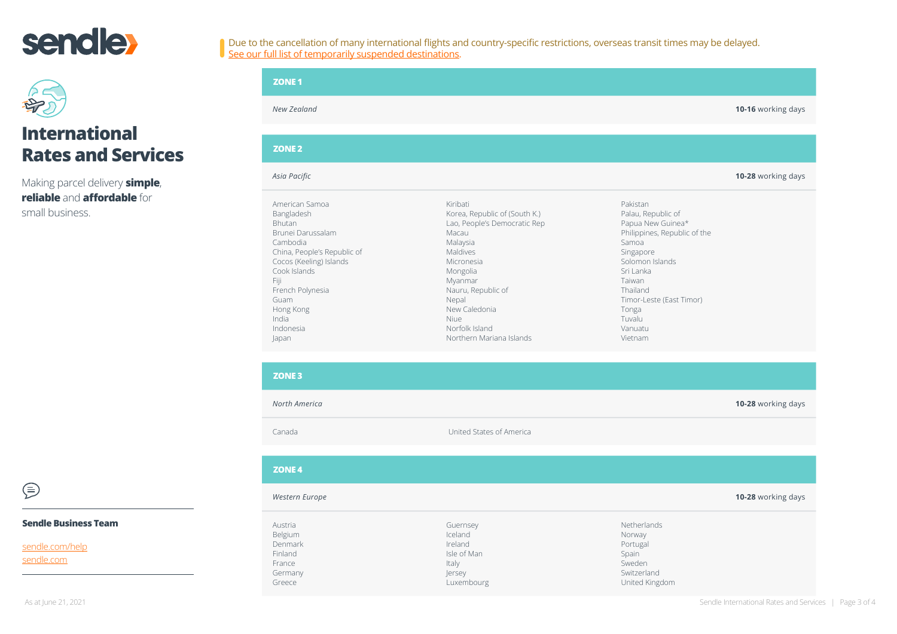# International Rates and Services

Making parcel delivery **simple**, **reliable** and **affordable** for small business.

Due to the cancellation of many international flights and country-specific restrictions, overseas transit times may be delayed.
See our full list of temporarily suspended destinations.

## ZONE 1

*New Zealand* — **10-16** working days

## ZONE 2

*Asia Pacific* — **10-28** working days

- American Samoa
- Bangladesh
- Bhutan
- Brunei Darussalam
- Cambodia
- China, People's Republic of
- Cocos (Keeling) Islands
- Cook Islands
- Fiji
- French Polynesia
- Guam
- Hong Kong
- India
- Indonesia
- Japan
- Kiribati
- Korea, Republic of (South K.)
- Lao, People's Democratic Rep
- Macau
- Malaysia
- Maldives
- Micronesia
- Mongolia
- Myanmar
- Nauru, Republic of
- Nepal
- New Caledonia
- Niue
- Norfolk Island
- Northern Mariana Islands
- Pakistan
- Palau, Republic of
- Papua New Guinea*
- Philippines, Republic of the
- Samoa
- Singapore
- Solomon Islands
- Sri Lanka
- Taiwan
- Thailand
- Timor-Leste (East Timor)
- Tonga
- Tuvalu
- Vanuatu
- Vietnam

## ZONE 3

*North America* — **10-28** working days

- Canada
- United States of America

## ZONE 4

*Western Europe* — **10-28** working days

- Austria
- Belgium
- Denmark
- Finland
- France
- Germany
- Greece
- Guernsey
- Iceland
- Ireland
- Isle of Man
- Italy
- Jersey
- Luxembourg
- Netherlands
- Norway
- Portugal
- Spain
- Sweden
- Switzerland
- United Kingdom

**Sendle Business Team**

sendle.com/help
sendle.com

As at June 21, 2021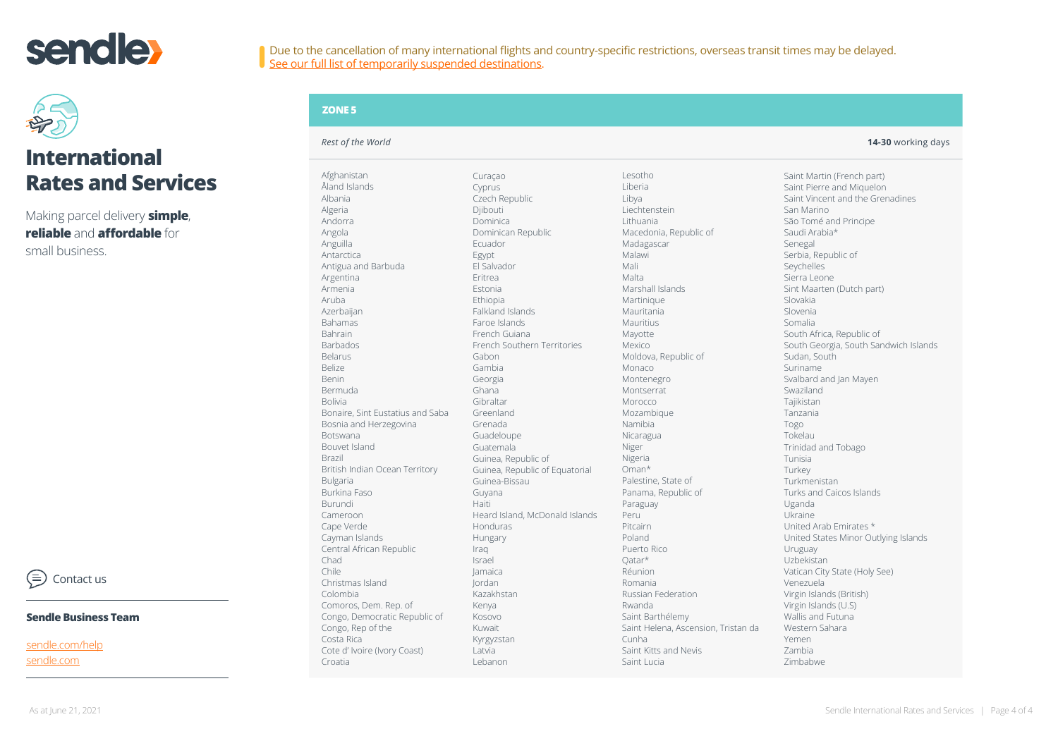# sendle

# International Rates and Services

Making parcel delivery **simple**, **reliable** and **affordable** for small business.

Due to the cancellation of many international flights and country-specific restrictions, overseas transit times may be delayed.
See our full list of temporarily suspended destinations.

## ZONE 5

*Rest of the World* — **14-30** working days

Afghanistan
Åland Islands
Albania
Algeria
Andorra
Angola
Anguilla
Antarctica
Antigua and Barbuda
Argentina
Armenia
Aruba
Azerbaijan
Bahamas
Bahrain
Barbados
Belarus
Belize
Benin
Bermuda
Bolivia
Bonaire, Sint Eustatius and Saba
Bosnia and Herzegovina
Botswana
Bouvet Island
Brazil
British Indian Ocean Territory
Bulgaria
Burkina Faso
Burundi
Cameroon
Cape Verde
Cayman Islands
Central African Republic
Chad
Chile
Christmas Island
Colombia
Comoros, Dem. Rep. of
Congo, Democratic Republic of
Congo, Rep of the
Costa Rica
Cote d' Ivoire (Ivory Coast)
Croatia
Curaçao
Cyprus
Czech Republic
Djibouti
Dominica
Dominican Republic
Ecuador
Egypt
El Salvador
Eritrea
Estonia
Ethiopia
Falkland Islands
Faroe Islands
French Guiana
French Southern Territories
Gabon
Gambia
Georgia
Ghana
Gibraltar
Greenland
Grenada
Guadeloupe
Guatemala
Guinea, Republic of
Guinea, Republic of Equatorial
Guinea-Bissau
Guyana
Haiti
Heard Island, McDonald Islands
Honduras
Hungary
Iraq
Israel
Jamaica
Jordan
Kazakhstan
Kenya
Kosovo
Kuwait
Kyrgyzstan
Latvia
Lebanon
Lesotho
Liberia
Libya
Liechtenstein
Lithuania
Macedonia, Republic of
Madagascar
Malawi
Mali
Malta
Marshall Islands
Martinique
Mauritania
Mauritius
Mayotte
Mexico
Moldova, Republic of
Monaco
Montenegro
Montserrat
Morocco
Mozambique
Namibia
Nicaragua
Niger
Nigeria
Oman*
Palestine, State of
Panama, Republic of
Paraguay
Peru
Pitcairn
Poland
Puerto Rico
Qatar*
Réunion
Romania
Russian Federation
Rwanda
Saint Barthélemy
Saint Helena, Ascension, Tristan da Cunha
Saint Kitts and Nevis
Saint Lucia
Saint Martin (French part)
Saint Pierre and Miquelon
Saint Vincent and the Grenadines
San Marino
São Tomé and Principe
Saudi Arabia*
Senegal
Serbia, Republic of
Seychelles
Sierra Leone
Sint Maarten (Dutch part)
Slovakia
Slovenia
Somalia
South Africa, Republic of
South Georgia, South Sandwich Islands
Sudan, South
Suriname
Svalbard and Jan Mayen
Swaziland
Tajikistan
Tanzania
Togo
Tokelau
Trinidad and Tobago
Tunisia
Turkey
Turkmenistan
Turks and Caicos Islands
Uganda
Ukraine
United Arab Emirates *
United States Minor Outlying Islands
Uruguay
Uzbekistan
Vatican City State (Holy See)
Venezuela
Virgin Islands (British)
Virgin Islands (U.S)
Wallis and Futuna
Western Sahara
Yemen
Zambia
Zimbabwe

Contact us

**Sendle Business Team**

sendle.com/help
sendle.com

As at June 21, 2021